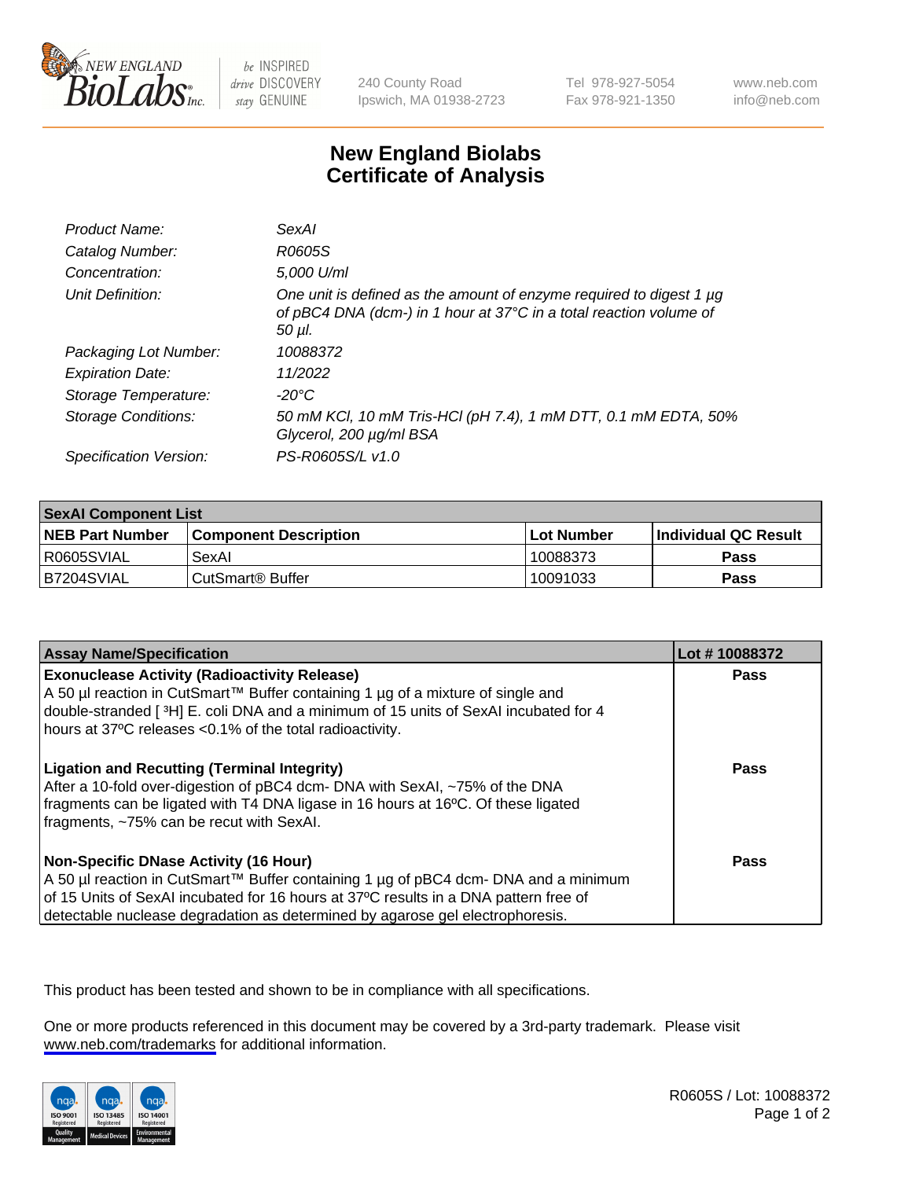240 County Road
Ipswich, MA 01938-2723

Tel 978-927-5054
Fax 978-921-1350

www.neb.com
info@neb.com

# New England Biolabs
# Certificate of Analysis

| | |
|---|---|
| *Product Name:* | *SexAI* |
| *Catalog Number:* | *R0605S* |
| *Concentration:* | *5,000 U/ml* |
| *Unit Definition:* | *One unit is defined as the amount of enzyme required to digest 1 µg of pBC4 DNA (dcm-) in 1 hour at 37°C in a total reaction volume of 50 µl.* |
| *Packaging Lot Number:* | *10088372* |
| *Expiration Date:* | *11/2022* |
| *Storage Temperature:* | *-20°C* |
| *Storage Conditions:* | *50 mM KCl, 10 mM Tris-HCl (pH 7.4), 1 mM DTT, 0.1 mM EDTA, 50% Glycerol, 200 µg/ml BSA* |
| *Specification Version:* | *PS-R0605S/L v1.0* |

| SexAI Component List | | | |
|---|---|---|---|
| **NEB Part Number** | **Component Description** | **Lot Number** | **Individual QC Result** |
| R0605SVIAL | SexAI | 10088373 | **Pass** |
| B7204SVIAL | CutSmart® Buffer | 10091033 | **Pass** |

| Assay Name/Specification | Lot # 10088372 |
|---|---|
| **Exonuclease Activity (Radioactivity Release)**<br>A 50 µl reaction in CutSmart™ Buffer containing 1 µg of a mixture of single and double-stranded [ $^{3}$H] E. coli DNA and a minimum of 15 units of SexAI incubated for 4 hours at 37ºC releases <0.1% of the total radioactivity. | **Pass** |
| **Ligation and Recutting (Terminal Integrity)**<br>After a 10-fold over-digestion of pBC4 dcm- DNA with SexAI, ~75% of the DNA fragments can be ligated with T4 DNA ligase in 16 hours at 16ºC. Of these ligated fragments, ~75% can be recut with SexAI. | **Pass** |
| **Non-Specific DNase Activity (16 Hour)**<br>A 50 µl reaction in CutSmart™ Buffer containing 1 µg of pBC4 dcm- DNA and a minimum of 15 Units of SexAI incubated for 16 hours at 37ºC results in a DNA pattern free of detectable nuclease degradation as determined by agarose gel electrophoresis. | **Pass** |

This product has been tested and shown to be in compliance with all specifications.

One or more products referenced in this document may be covered by a 3rd-party trademark. Please visit www.neb.com/trademarks for additional information.

R0605S / Lot: 10088372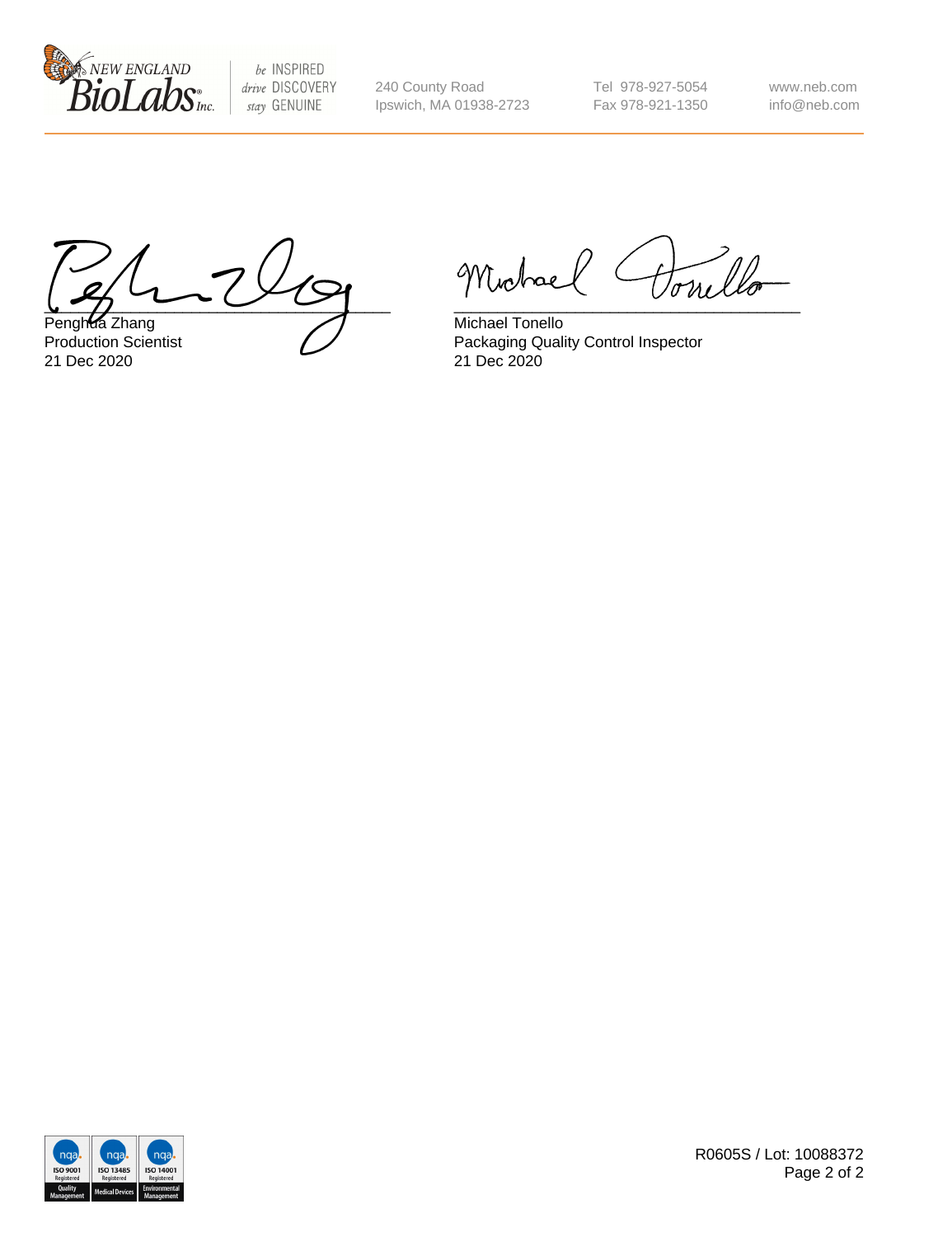NEW ENGLAND BioLabs Inc.

be INSPIRED drive DISCOVERY stay GENUINE

240 County Road
Ipswich, MA 01938-2723

Tel 978-927-5054
Fax 978-921-1350

www.neb.com
info@neb.com

Penghua Zhang
Production Scientist
21 Dec 2020

Michael Tonello
Packaging Quality Control Inspector
21 Dec 2020

R0605S / Lot: 10088372